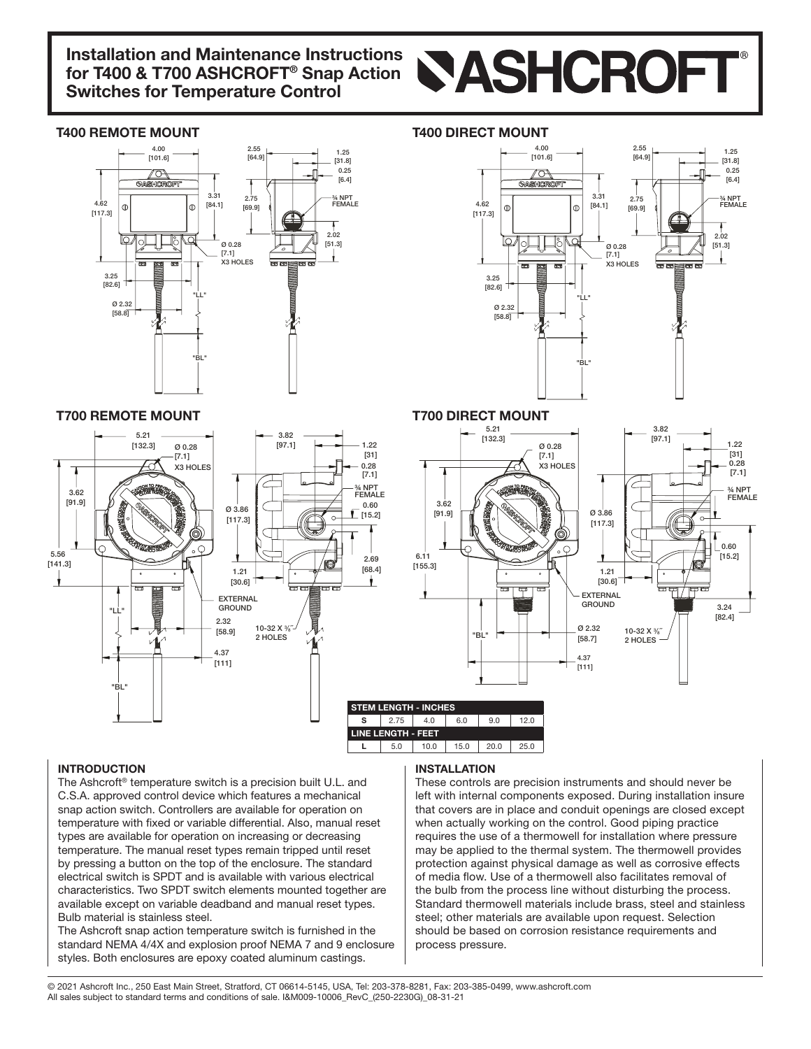# Installation and Maintenance Instructions for T400 & T700 ASHCROFT® Snap Action Switches for Temperature Control

ASHCROFT®

## T400 REMOTE MOUNT

## T400 DIRECT MOUNT

## T700 REMOTE MOUNT

## T700 DIRECT MOUNT

| STEM LENGTH - INCHES | | | | | |
|---|---|---|---|---|---|
| S | 2.75 | 4.0 | 6.0 | 9.0 | 12.0 |
| **LINE LENGTH - FEET** | | | | | |
| L | 5.0 | 10.0 | 15.0 | 20.0 | 25.0 |

### INTRODUCTION

The Ashcroft® temperature switch is a precision built U.L. and C.S.A. approved control device which features a mechanical snap action switch. Controllers are available for operation on temperature with fixed or variable differential. Also, manual reset types are available for operation on increasing or decreasing temperature. The manual reset types remain tripped until reset by pressing a button on the top of the enclosure. The standard electrical switch is SPDT and is available with various electrical characteristics. Two SPDT switch elements mounted together are available except on variable deadband and manual reset types. Bulb material is stainless steel.

The Ashcroft snap action temperature switch is furnished in the standard NEMA 4/4X and explosion proof NEMA 7 and 9 enclosure styles. Both enclosures are epoxy coated aluminum castings.

### INSTALLATION

These controls are precision instruments and should never be left with internal components exposed. During installation insure that covers are in place and conduit openings are closed except when actually working on the control. Good piping practice requires the use of a thermowell for installation where pressure may be applied to the thermal system. The thermowell provides protection against physical damage as well as corrosive effects of media flow. Use of a thermowell also facilitates removal of the bulb from the process line without disturbing the process. Standard thermowell materials include brass, steel and stainless steel; other materials are available upon request. Selection should be based on corrosion resistance requirements and process pressure.

© 2021 Ashcroft Inc., 250 East Main Street, Stratford, CT 06614-5145, USA, Tel: 203-378-8281, Fax: 203-385-0499, www.ashcroft.com
All sales subject to standard terms and conditions of sale. I&M009-10006_RevC_(250-2230G)_08-31-21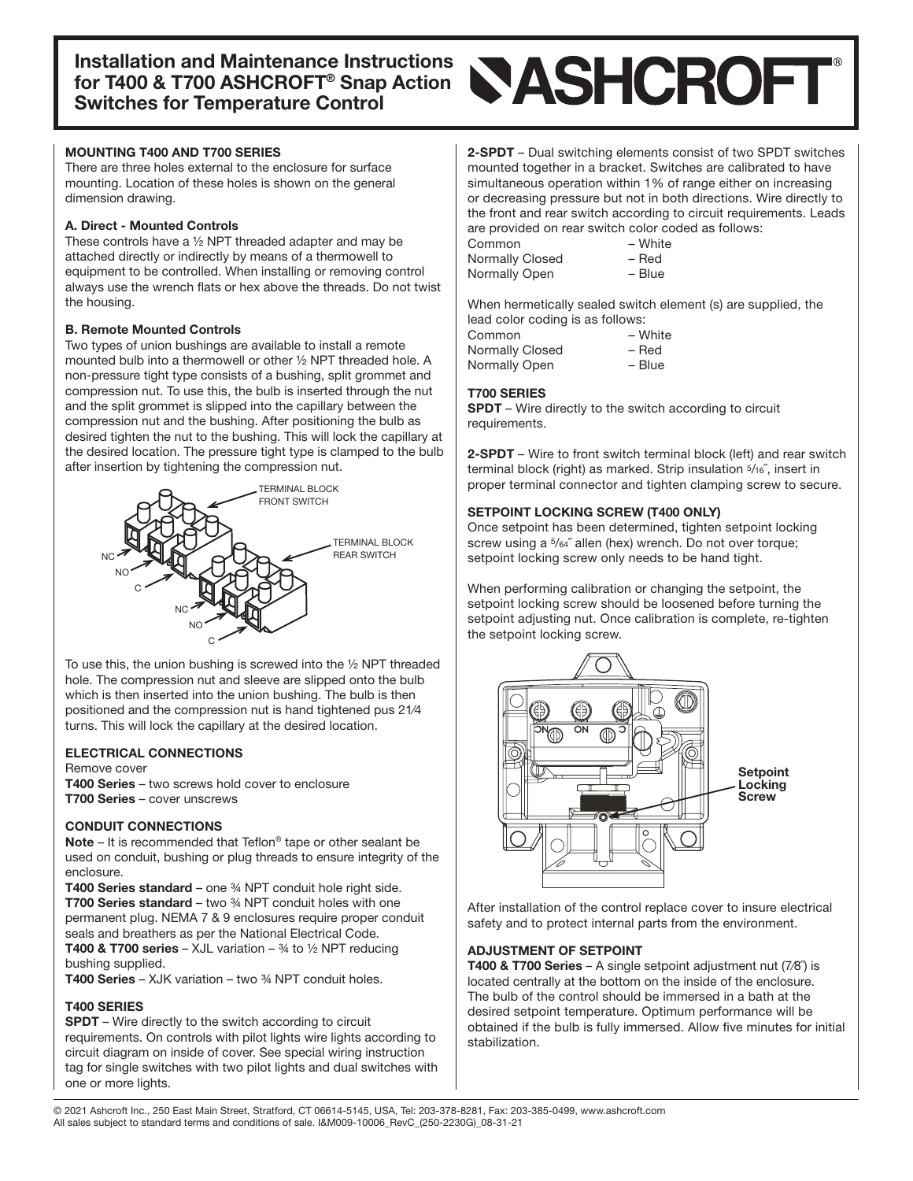# Installation and Maintenance Instructions for T400 & T700 ASHCROFT® Snap Action Switches for Temperature Control

### MOUNTING T400 AND T700 SERIES

There are three holes external to the enclosure for surface mounting. Location of these holes is shown on the general dimension drawing.

#### A. Direct - Mounted Controls

These controls have a ½ NPT threaded adapter and may be attached directly or indirectly by means of a thermowell to equipment to be controlled. When installing or removing control always use the wrench flats or hex above the threads. Do not twist the housing.

#### B. Remote Mounted Controls

Two types of union bushings are available to install a remote mounted bulb into a thermowell or other ½ NPT threaded hole. A non-pressure tight type consists of a bushing, split grommet and compression nut. To use this, the bulb is inserted through the nut and the split grommet is slipped into the capillary between the compression nut and the bushing. After positioning the bulb as desired tighten the nut to the bushing. This will lock the capillary at the desired location. The pressure tight type is clamped to the bulb after insertion by tightening the compression nut.

TERMINAL BLOCK FRONT SWITCH
TERMINAL BLOCK REAR SWITCH
NC
NO
C
NC
NO
C

To use this, the union bushing is screwed into the ½ NPT threaded hole. The compression nut and sleeve are slipped onto the bulb which is then inserted into the union bushing. The bulb is then positioned and the compression nut is hand tightened pus 21⁄4 turns. This will lock the capillary at the desired location.

### ELECTRICAL CONNECTIONS

Remove cover

**T400 Series** – two screws hold cover to enclosure

**T700 Series** – cover unscrews

### CONDUIT CONNECTIONS

**Note** – It is recommended that Teflon® tape or other sealant be used on conduit, bushing or plug threads to ensure integrity of the enclosure.

**T400 Series standard** – one ¾ NPT conduit hole right side.

**T700 Series standard** – two ¾ NPT conduit holes with one permanent plug. NEMA 7 & 9 enclosures require proper conduit seals and breathers as per the National Electrical Code.

**T400 & T700 series** – XJL variation – ¾ to ½ NPT reducing bushing supplied.

**T400 Series** – XJK variation – two ¾ NPT conduit holes.

### T400 SERIES

**SPDT** – Wire directly to the switch according to circuit requirements. On controls with pilot lights wire lights according to circuit diagram on inside of cover. See special wiring instruction tag for single switches with two pilot lights and dual switches with one or more lights.

**2-SPDT** – Dual switching elements consist of two SPDT switches mounted together in a bracket. Switches are calibrated to have simultaneous operation within 1% of range either on increasing or decreasing pressure but not in both directions. Wire directly to the front and rear switch according to circuit requirements. Leads are provided on rear switch color coded as follows:

| | |
|---|---|
| Common | – White |
| Normally Closed | – Red |
| Normally Open | – Blue |

When hermetically sealed switch element (s) are supplied, the lead color coding is as follows:

| | |
|---|---|
| Common | – White |
| Normally Closed | – Red |
| Normally Open | – Blue |

### T700 SERIES

**SPDT** – Wire directly to the switch according to circuit requirements.

**2-SPDT** – Wire to front switch terminal block (left) and rear switch terminal block (right) as marked. Strip insulation 5⁄16˝, insert in proper terminal connector and tighten clamping screw to secure.

### SETPOINT LOCKING SCREW (T400 ONLY)

Once setpoint has been determined, tighten setpoint locking screw using a 5⁄64˝ allen (hex) wrench. Do not over torque; setpoint locking screw only needs to be hand tight.

When performing calibration or changing the setpoint, the setpoint locking screw should be loosened before turning the setpoint adjusting nut. Once calibration is complete, re-tighten the setpoint locking screw.

NC NO C

**Setpoint Locking Screw**

After installation of the control replace cover to insure electrical safety and to protect internal parts from the environment.

### ADJUSTMENT OF SETPOINT

**T400 & T700 Series** – A single setpoint adjustment nut (7⁄8˝) is located centrally at the bottom on the inside of the enclosure. The bulb of the control should be immersed in a bath at the desired setpoint temperature. Optimum performance will be obtained if the bulb is fully immersed. Allow five minutes for initial stabilization.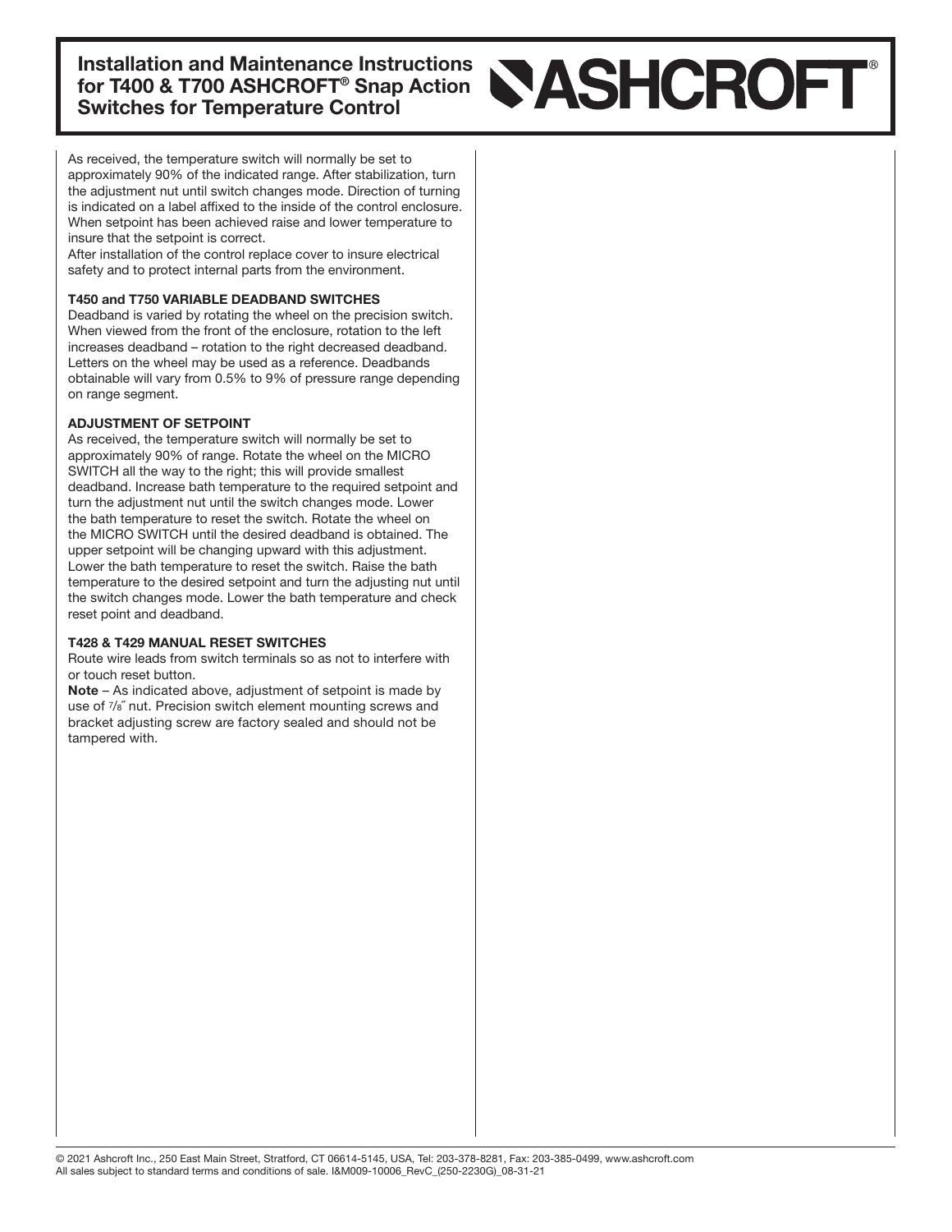As received, the temperature switch will normally be set to approximately 90% of the indicated range. After stabilization, turn the adjustment nut until switch changes mode. Direction of turning is indicated on a label affixed to the inside of the control enclosure. When setpoint has been achieved raise and lower temperature to insure that the setpoint is correct.

After installation of the control replace cover to insure electrical safety and to protect internal parts from the environment.

**T450 and T750 VARIABLE DEADBAND SWITCHES**

Deadband is varied by rotating the wheel on the precision switch. When viewed from the front of the enclosure, rotation to the left increases deadband – rotation to the right decreased deadband. Letters on the wheel may be used as a reference. Deadbands obtainable will vary from 0.5% to 9% of pressure range depending on range segment.

**ADJUSTMENT OF SETPOINT**

As received, the temperature switch will normally be set to approximately 90% of range. Rotate the wheel on the MICRO SWITCH all the way to the right; this will provide smallest deadband. Increase bath temperature to the required setpoint and turn the adjustment nut until the switch changes mode. Lower the bath temperature to reset the switch. Rotate the wheel on the MICRO SWITCH until the desired deadband is obtained. The upper setpoint will be changing upward with this adjustment. Lower the bath temperature to reset the switch. Raise the bath temperature to the desired setpoint and turn the adjusting nut until the switch changes mode. Lower the bath temperature and check reset point and deadband.

**T428 & T429 MANUAL RESET SWITCHES**

Route wire leads from switch terminals so as not to interfere with or touch reset button.

**Note** – As indicated above, adjustment of setpoint is made by use of 7/8″ nut. Precision switch element mounting screws and bracket adjusting screw are factory sealed and should not be tampered with.